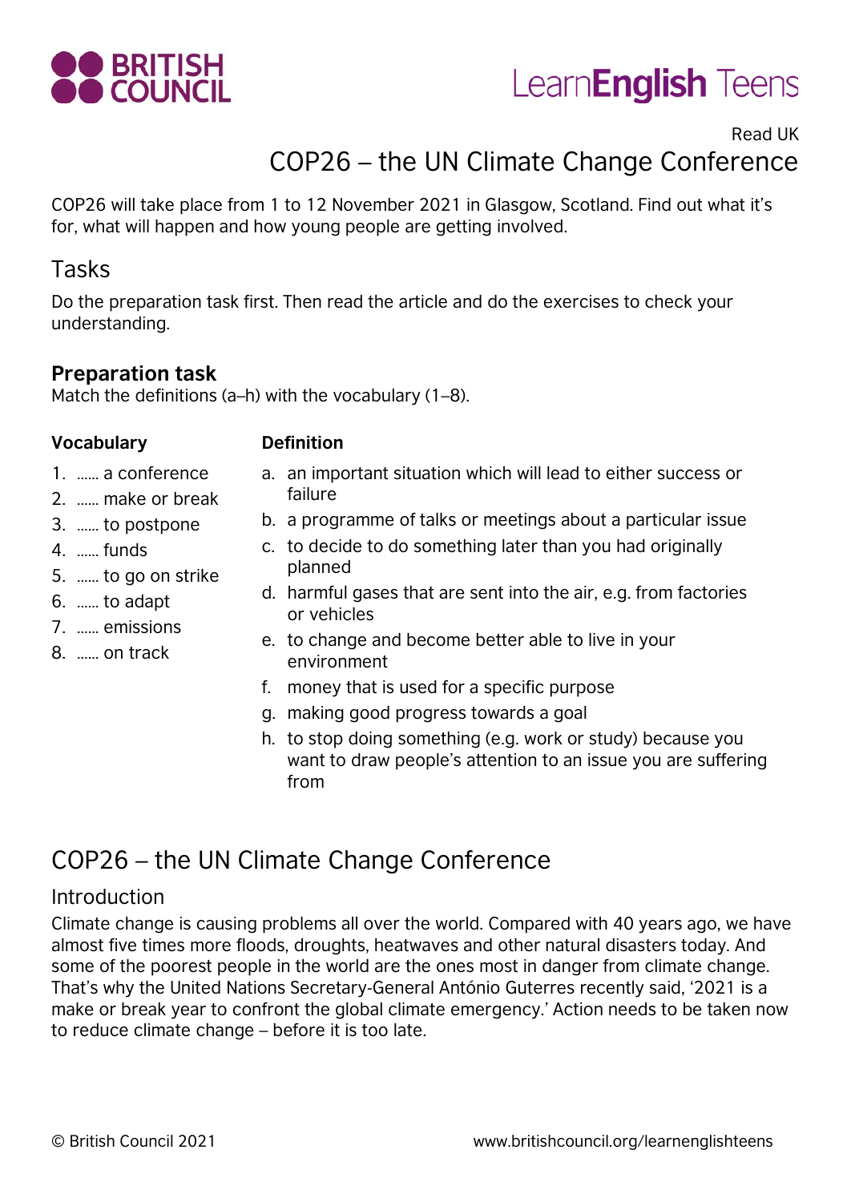Read UK

# COP26 – the UN Climate Change Conference

COP26 will take place from 1 to 12 November 2021 in Glasgow, Scotland. Find out what it's for, what will happen and how young people are getting involved.

## Tasks

Do the preparation task first. Then read the article and do the exercises to check your understanding.

### Preparation task

Match the definitions (a–h) with the vocabulary (1–8).

**Vocabulary**

1. …… a conference
2. …… make or break
3. …… to postpone
4. …… funds
5. …… to go on strike
6. …… to adapt
7. …… emissions
8. …… on track

**Definition**

a. an important situation which will lead to either success or failure
b. a programme of talks or meetings about a particular issue
c. to decide to do something later than you had originally planned
d. harmful gases that are sent into the air, e.g. from factories or vehicles
e. to change and become better able to live in your environment
f. money that is used for a specific purpose
g. making good progress towards a goal
h. to stop doing something (e.g. work or study) because you want to draw people's attention to an issue you are suffering from

# COP26 – the UN Climate Change Conference

## Introduction

Climate change is causing problems all over the world. Compared with 40 years ago, we have almost five times more floods, droughts, heatwaves and other natural disasters today. And some of the poorest people in the world are the ones most in danger from climate change. That's why the United Nations Secretary-General António Guterres recently said, '2021 is a make or break year to confront the global climate emergency.' Action needs to be taken now to reduce climate change – before it is too late.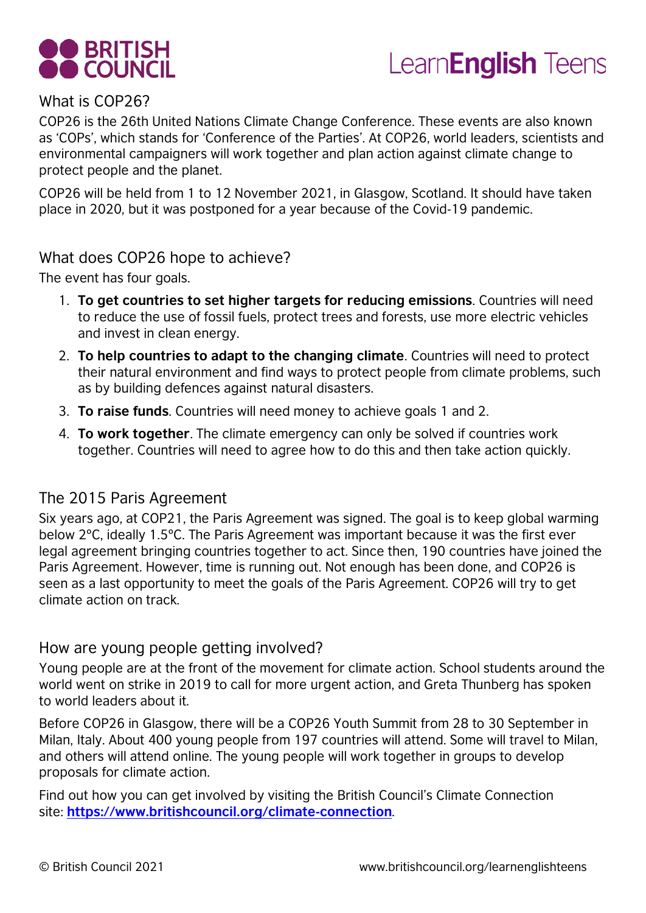## What is COP26?

COP26 is the 26th United Nations Climate Change Conference. These events are also known as 'COPs', which stands for 'Conference of the Parties'. At COP26, world leaders, scientists and environmental campaigners will work together and plan action against climate change to protect people and the planet.

COP26 will be held from 1 to 12 November 2021, in Glasgow, Scotland. It should have taken place in 2020, but it was postponed for a year because of the Covid-19 pandemic.

## What does COP26 hope to achieve?

The event has four goals.

1. **To get countries to set higher targets for reducing emissions**. Countries will need to reduce the use of fossil fuels, protect trees and forests, use more electric vehicles and invest in clean energy.
2. **To help countries to adapt to the changing climate**. Countries will need to protect their natural environment and find ways to protect people from climate problems, such as by building defences against natural disasters.
3. **To raise funds**. Countries will need money to achieve goals 1 and 2.
4. **To work together**. The climate emergency can only be solved if countries work together. Countries will need to agree how to do this and then take action quickly.

## The 2015 Paris Agreement

Six years ago, at COP21, the Paris Agreement was signed. The goal is to keep global warming below 2°C, ideally 1.5°C. The Paris Agreement was important because it was the first ever legal agreement bringing countries together to act. Since then, 190 countries have joined the Paris Agreement. However, time is running out. Not enough has been done, and COP26 is seen as a last opportunity to meet the goals of the Paris Agreement. COP26 will try to get climate action on track.

## How are young people getting involved?

Young people are at the front of the movement for climate action. School students around the world went on strike in 2019 to call for more urgent action, and Greta Thunberg has spoken to world leaders about it.

Before COP26 in Glasgow, there will be a COP26 Youth Summit from 28 to 30 September in Milan, Italy. About 400 young people from 197 countries will attend. Some will travel to Milan, and others will attend online. The young people will work together in groups to develop proposals for climate action.

Find out how you can get involved by visiting the British Council's Climate Connection site: **https://www.britishcouncil.org/climate-connection**.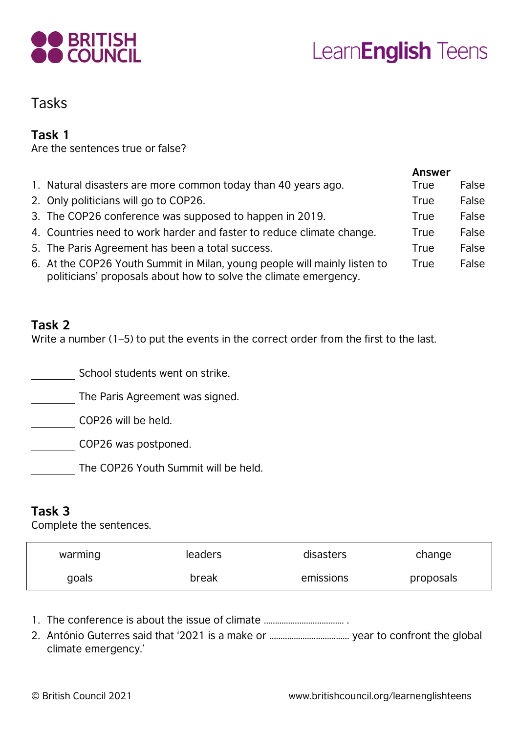## Tasks

### Task 1

Are the sentences true or false?

| | Answer | |
|---|---|---|
| 1. Natural disasters are more common today than 40 years ago. | True | False |
| 2. Only politicians will go to COP26. | True | False |
| 3. The COP26 conference was supposed to happen in 2019. | True | False |
| 4. Countries need to work harder and faster to reduce climate change. | True | False |
| 5. The Paris Agreement has been a total success. | True | False |
| 6. At the COP26 Youth Summit in Milan, young people will mainly listen to politicians' proposals about how to solve the climate emergency. | True | False |

### Task 2

Write a number (1–5) to put the events in the correct order from the first to the last.

________ School students went on strike.

________ The Paris Agreement was signed.

________ COP26 will be held.

________ COP26 was postponed.

________ The COP26 Youth Summit will be held.

### Task 3

Complete the sentences.

| | | | |
|---|---|---|---|
| warming | leaders | disasters | change |
| goals | break | emissions | proposals |

1. The conference is about the issue of climate ……………………………… .
2. António Guterres said that '2021 is a make or ……………………………… year to confront the global climate emergency.'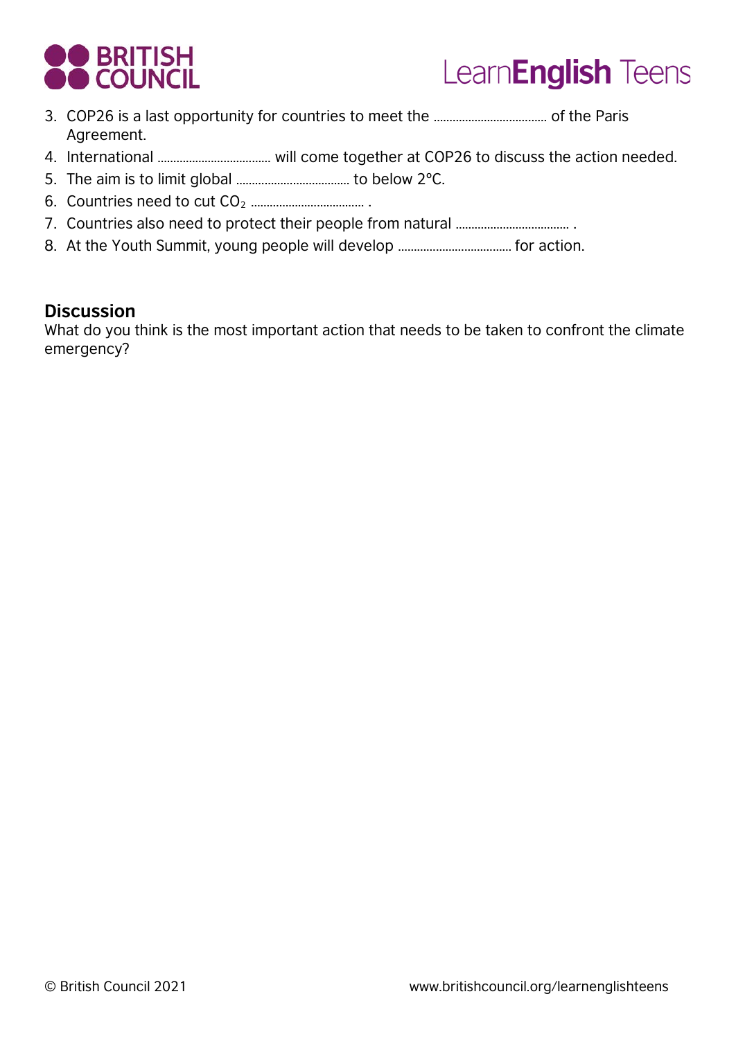3. COP26 is a last opportunity for countries to meet the ……………………………… of the Paris Agreement.
4. International ……………………………… will come together at COP26 to discuss the action needed.
5. The aim is to limit global ……………………………… to below 2°C.
6. Countries need to cut $CO_2$ ……………………………… .
7. Countries also need to protect their people from natural ……………………………… .
8. At the Youth Summit, young people will develop ……………………………… for action.

## Discussion

What do you think is the most important action that needs to be taken to confront the climate emergency?